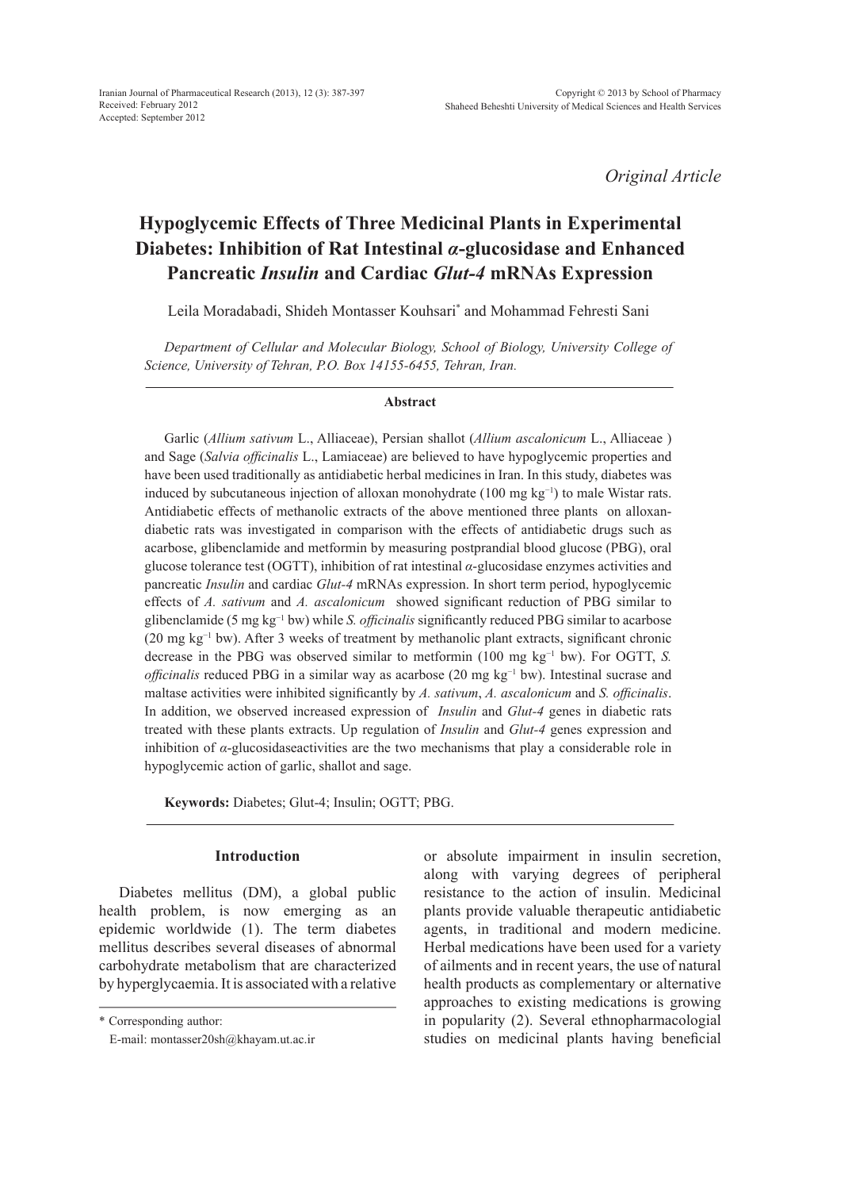*Original Article*

# Hypoglycemic Effects of Three Medicinal Plants in Experimental Diabetes: Inhibition of Rat Intestinal *α*-glucosidase and Enhanced Pancreatic *Insulin* and Cardiac *Glut-4* mRNAs Expression

Leila Moradabadi, Shideh Montasser Kouhsari* and Mohammad Fehresti Sani

*Department of Cellular and Molecular Biology, School of Biology, University College of Science, University of Tehran, P.O. Box 14155-6455, Tehran, Iran.*

### Abstract

Garlic (*Allium sativum* L., Alliaceae), Persian shallot (*Allium ascalonicum* L., Alliaceae ) and Sage (*Salvia officinalis* L., Lamiaceae) are believed to have hypoglycemic properties and have been used traditionally as antidiabetic herbal medicines in Iran. In this study, diabetes was induced by subcutaneous injection of alloxan monohydrate (100 mg $kg^{-1}$) to male Wistar rats. Antidiabetic effects of methanolic extracts of the above mentioned three plants on alloxan-diabetic rats was investigated in comparison with the effects of antidiabetic drugs such as acarbose, glibenclamide and metformin by measuring postprandial blood glucose (PBG), oral glucose tolerance test (OGTT), inhibition of rat intestinal *α*-glucosidase enzymes activities and pancreatic *Insulin* and cardiac *Glut-4* mRNAs expression. In short term period, hypoglycemic effects of *A. sativum* and *A. ascalonicum* showed significant reduction of PBG similar to glibenclamide (5 mg $kg^{-1}$ bw) while *S. officinalis* significantly reduced PBG similar to acarbose (20 mg $kg^{-1}$ bw). After 3 weeks of treatment by methanolic plant extracts, significant chronic decrease in the PBG was observed similar to metformin (100 mg $kg^{-1}$ bw). For OGTT, *S. officinalis* reduced PBG in a similar way as acarbose (20 mg $kg^{-1}$ bw). Intestinal sucrase and maltase activities were inhibited significantly by *A. sativum*, *A. ascalonicum* and *S. officinalis*. In addition, we observed increased expression of *Insulin* and *Glut-4* genes in diabetic rats treated with these plants extracts. Up regulation of *Insulin* and *Glut-4* genes expression and inhibition of *α*-glucosidaseactivities are the two mechanisms that play a considerable role in hypoglycemic action of garlic, shallot and sage.

**Keywords:** Diabetes; Glut-4; Insulin; OGTT; PBG.

## Introduction

Diabetes mellitus (DM), a global public health problem, is now emerging as an epidemic worldwide (1). The term diabetes mellitus describes several diseases of abnormal carbohydrate metabolism that are characterized by hyperglycaemia. It is associated with a relative or absolute impairment in insulin secretion, along with varying degrees of peripheral resistance to the action of insulin. Medicinal plants provide valuable therapeutic antidiabetic agents, in traditional and modern medicine. Herbal medications have been used for a variety of ailments and in recent years, the use of natural health products as complementary or alternative approaches to existing medications is growing in popularity (2). Several ethnopharmacologial studies on medicinal plants having beneficial

\* Corresponding author:
E-mail: montasser20sh@khayam.ut.ac.ir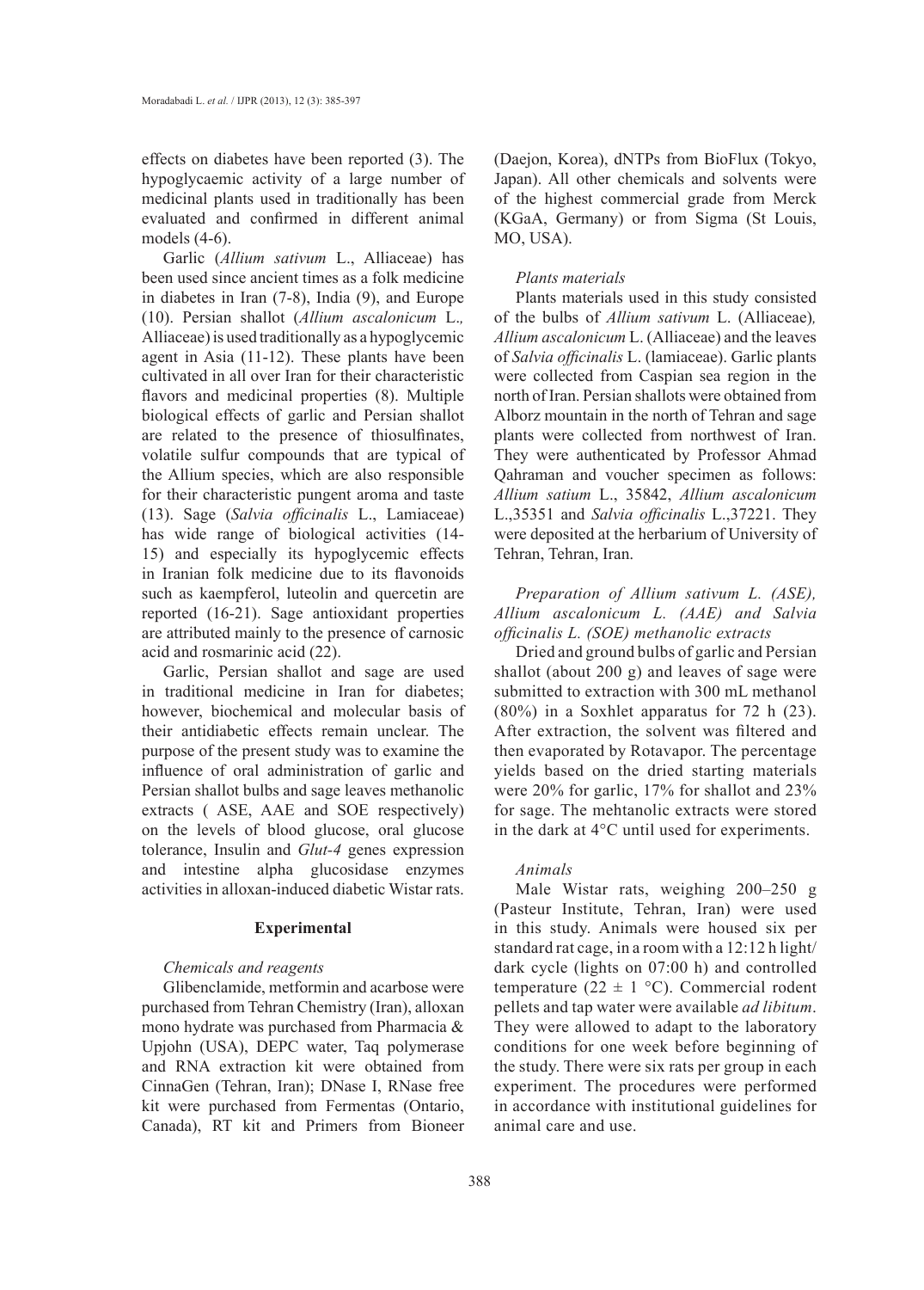effects on diabetes have been reported (3). The hypoglycaemic activity of a large number of medicinal plants used in traditionally has been evaluated and confirmed in different animal models (4-6).

Garlic (*Allium sativum* L., Alliaceae) has been used since ancient times as a folk medicine in diabetes in Iran (7-8), India (9), and Europe (10). Persian shallot (*Allium ascalonicum* L.*,* Alliaceae) is used traditionally as a hypoglycemic agent in Asia (11-12). These plants have been cultivated in all over Iran for their characteristic flavors and medicinal properties (8). Multiple biological effects of garlic and Persian shallot are related to the presence of thiosulfinates, volatile sulfur compounds that are typical of the Allium species, which are also responsible for their characteristic pungent aroma and taste (13). Sage (*Salvia officinalis* L., Lamiaceae) has wide range of biological activities (14-15) and especially its hypoglycemic effects in Iranian folk medicine due to its flavonoids such as kaempferol, luteolin and quercetin are reported (16-21). Sage antioxidant properties are attributed mainly to the presence of carnosic acid and rosmarinic acid (22).

Garlic, Persian shallot and sage are used in traditional medicine in Iran for diabetes; however, biochemical and molecular basis of their antidiabetic effects remain unclear. The purpose of the present study was to examine the influence of oral administration of garlic and Persian shallot bulbs and sage leaves methanolic extracts ( ASE, AAE and SOE respectively) on the levels of blood glucose, oral glucose tolerance, Insulin and *Glut-4* genes expression and intestine alpha glucosidase enzymes activities in alloxan-induced diabetic Wistar rats.

## Experimental

### *Chemicals and reagents*

Glibenclamide, metformin and acarbose were purchased from Tehran Chemistry (Iran), alloxan mono hydrate was purchased from Pharmacia & Upjohn (USA), DEPC water, Taq polymerase and RNA extraction kit were obtained from CinnaGen (Tehran, Iran); DNase I, RNase free kit were purchased from Fermentas (Ontario, Canada), RT kit and Primers from Bioneer (Daejon, Korea), dNTPs from BioFlux (Tokyo, Japan). All other chemicals and solvents were of the highest commercial grade from Merck (KGaA, Germany) or from Sigma (St Louis, MO, USA).

### *Plants materials*

Plants materials used in this study consisted of the bulbs of *Allium sativum* L. (Alliaceae)*, Allium ascalonicum* L. (Alliaceae) and the leaves of *Salvia officinalis* L. (lamiaceae). Garlic plants were collected from Caspian sea region in the north of Iran. Persian shallots were obtained from Alborz mountain in the north of Tehran and sage plants were collected from northwest of Iran. They were authenticated by Professor Ahmad Qahraman and voucher specimen as follows: *Allium satium* L., 35842, *Allium ascalonicum* L.,35351 and *Salvia officinalis* L.,37221. They were deposited at the herbarium of University of Tehran, Tehran, Iran.

### *Preparation of Allium sativum L. (ASE), Allium ascalonicum L. (AAE) and Salvia officinalis L. (SOE) methanolic extracts*

Dried and ground bulbs of garlic and Persian shallot (about 200 g) and leaves of sage were submitted to extraction with 300 mL methanol (80%) in a Soxhlet apparatus for 72 h (23). After extraction, the solvent was filtered and then evaporated by Rotavapor. The percentage yields based on the dried starting materials were 20% for garlic, 17% for shallot and 23% for sage. The mehtanolic extracts were stored in the dark at 4°C until used for experiments.

### *Animals*

Male Wistar rats, weighing 200–250 g (Pasteur Institute, Tehran, Iran) were used in this study. Animals were housed six per standard rat cage, in a room with a 12:12 h light/dark cycle (lights on 07:00 h) and controlled temperature (22 ± 1 °C). Commercial rodent pellets and tap water were available *ad libitum*. They were allowed to adapt to the laboratory conditions for one week before beginning of the study. There were six rats per group in each experiment. The procedures were performed in accordance with institutional guidelines for animal care and use.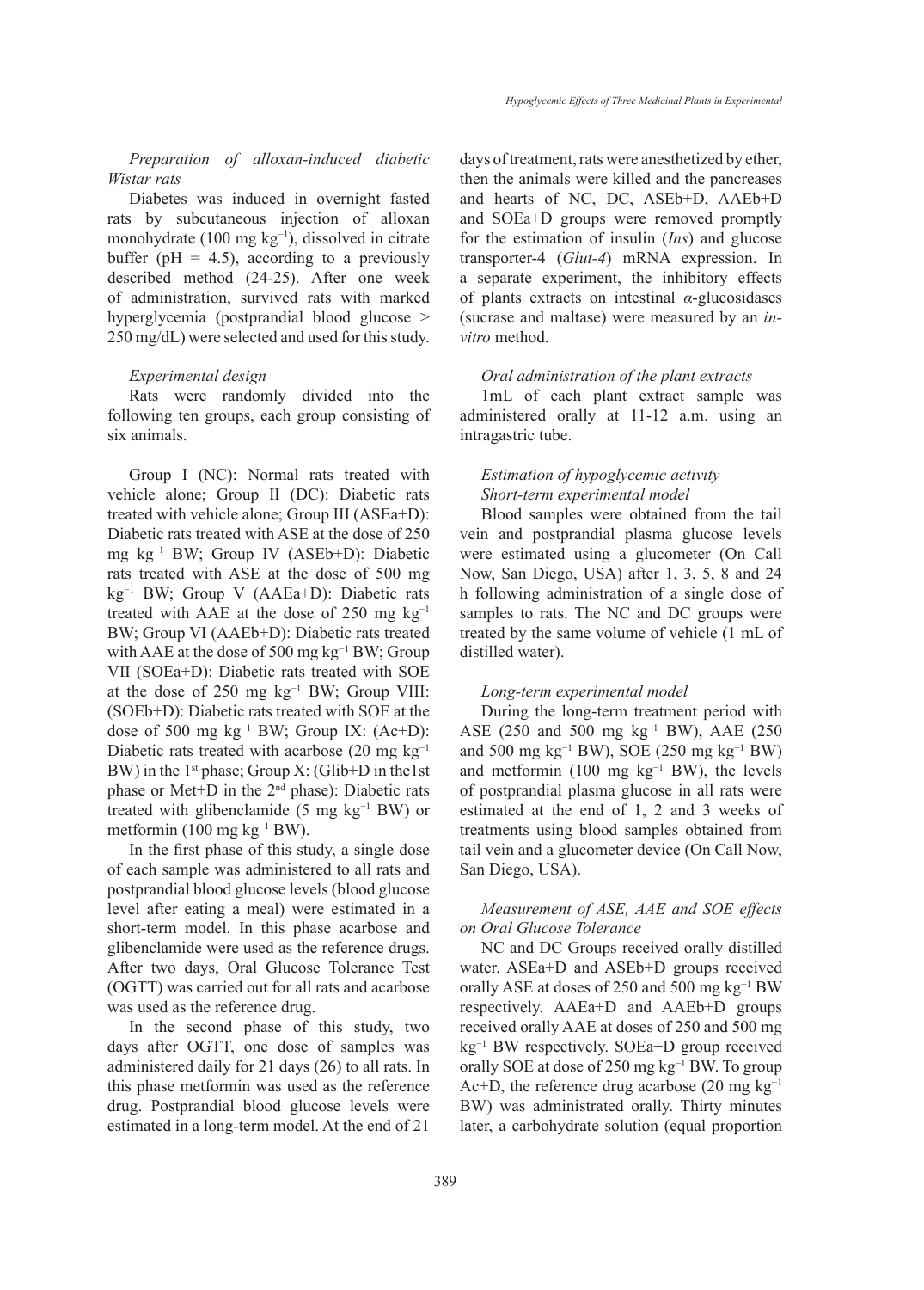*Preparation of alloxan-induced diabetic Wistar rats*

Diabetes was induced in overnight fasted rats by subcutaneous injection of alloxan monohydrate (100 mg kg$^{-1}$), dissolved in citrate buffer (pH = 4.5), according to a previously described method (24-25). After one week of administration, survived rats with marked hyperglycemia (postprandial blood glucose > 250 mg/dL) were selected and used for this study.

*Experimental design*

Rats were randomly divided into the following ten groups, each group consisting of six animals.

Group I (NC): Normal rats treated with vehicle alone; Group II (DC): Diabetic rats treated with vehicle alone; Group III (ASEa+D): Diabetic rats treated with ASE at the dose of 250 mg kg$^{-1}$ BW; Group IV (ASEb+D): Diabetic rats treated with ASE at the dose of 500 mg kg$^{-1}$ BW; Group V (AAEa+D): Diabetic rats treated with AAE at the dose of 250 mg kg$^{-1}$ BW; Group VI (AAEb+D): Diabetic rats treated with AAE at the dose of 500 mg kg$^{-1}$ BW; Group VII (SOEa+D): Diabetic rats treated with SOE at the dose of 250 mg kg$^{-1}$ BW; Group VIII: (SOEb+D): Diabetic rats treated with SOE at the dose of 500 mg kg$^{-1}$ BW; Group IX: (Ac+D): Diabetic rats treated with acarbose (20 mg kg$^{-1}$ BW) in the 1st phase; Group X: (Glib+D in the1st phase or Met+D in the 2nd phase): Diabetic rats treated with glibenclamide (5 mg kg$^{-1}$ BW) or metformin (100 mg kg$^{-1}$ BW).

In the first phase of this study, a single dose of each sample was administered to all rats and postprandial blood glucose levels (blood glucose level after eating a meal) were estimated in a short-term model. In this phase acarbose and glibenclamide were used as the reference drugs. After two days, Oral Glucose Tolerance Test (OGTT) was carried out for all rats and acarbose was used as the reference drug.

In the second phase of this study, two days after OGTT, one dose of samples was administered daily for 21 days (26) to all rats. In this phase metformin was used as the reference drug. Postprandial blood glucose levels were estimated in a long-term model. At the end of 21 days of treatment, rats were anesthetized by ether, then the animals were killed and the pancreases and hearts of NC, DC, ASEb+D, AAEb+D and SOEa+D groups were removed promptly for the estimation of insulin (*Ins*) and glucose transporter-4 (*Glut-4*) mRNA expression. In a separate experiment, the inhibitory effects of plants extracts on intestinal *α*-glucosidases (sucrase and maltase) were measured by an *in-vitro* method.

*Oral administration of the plant extracts*

1mL of each plant extract sample was administered orally at 11-12 a.m. using an intragastric tube.

*Estimation of hypoglycemic activity*
*Short-term experimental model*

Blood samples were obtained from the tail vein and postprandial plasma glucose levels were estimated using a glucometer (On Call Now, San Diego, USA) after 1, 3, 5, 8 and 24 h following administration of a single dose of samples to rats. The NC and DC groups were treated by the same volume of vehicle (1 mL of distilled water).

*Long-term experimental model*

During the long-term treatment period with ASE (250 and 500 mg kg$^{-1}$ BW), AAE (250 and 500 mg kg$^{-1}$ BW), SOE (250 mg kg$^{-1}$ BW) and metformin (100 mg kg$^{-1}$ BW), the levels of postprandial plasma glucose in all rats were estimated at the end of 1, 2 and 3 weeks of treatments using blood samples obtained from tail vein and a glucometer device (On Call Now, San Diego, USA).

*Measurement of ASE, AAE and SOE effects on Oral Glucose Tolerance*

NC and DC Groups received orally distilled water. ASEa+D and ASEb+D groups received orally ASE at doses of 250 and 500 mg kg$^{-1}$ BW respectively. AAEa+D and AAEb+D groups received orally AAE at doses of 250 and 500 mg kg$^{-1}$ BW respectively. SOEa+D group received orally SOE at dose of 250 mg kg$^{-1}$ BW. To group Ac+D, the reference drug acarbose (20 mg kg$^{-1}$ BW) was administrated orally. Thirty minutes later, a carbohydrate solution (equal proportion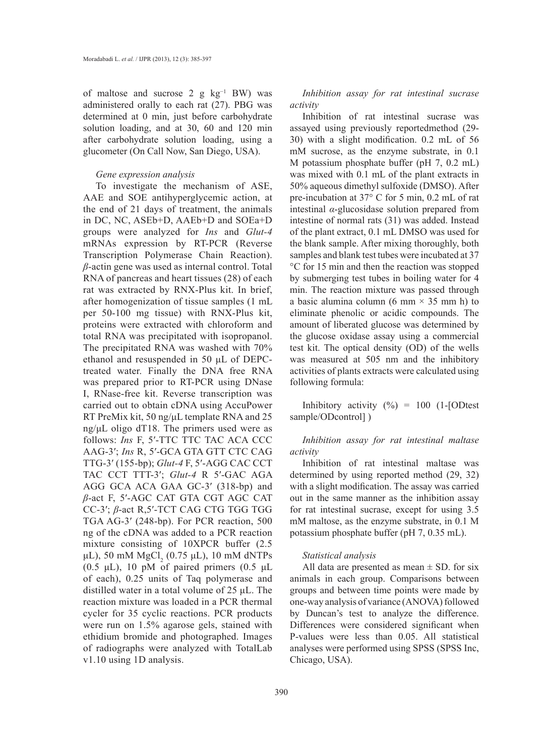of maltose and sucrose 2 g $kg^{-1}$ BW) was administered orally to each rat (27). PBG was determined at 0 min, just before carbohydrate solution loading, and at 30, 60 and 120 min after carbohydrate solution loading, using a glucometer (On Call Now, San Diego, USA).

*Gene expression analysis*

To investigate the mechanism of ASE, AAE and SOE antihyperglycemic action, at the end of 21 days of treatment, the animals in DC, NC, ASEb+D, AAEb+D and SOEa+D groups were analyzed for *Ins* and *Glut-4* mRNAs expression by RT-PCR (Reverse Transcription Polymerase Chain Reaction). *β*-actin gene was used as internal control. Total RNA of pancreas and heart tissues (28) of each rat was extracted by RNX-Plus kit. In brief, after homogenization of tissue samples (1 mL per 50-100 mg tissue) with RNX-Plus kit, proteins were extracted with chloroform and total RNA was precipitated with isopropanol. The precipitated RNA was washed with 70% ethanol and resuspended in 50 μL of DEPC-treated water. Finally the DNA free RNA was prepared prior to RT-PCR using DNase I, RNase-free kit. Reverse transcription was carried out to obtain cDNA using AccuPower RT PreMix kit, 50 ng/μL template RNA and 25 ng/μL oligo dT18. The primers used were as follows: *Ins* F, 5′-TTC TTC TAC ACA CCC AAG-3′; *Ins* R, 5′-GCA GTA GTT CTC CAG TTG-3′ (155-bp); *Glut-4* F, 5′-AGG CAC CCT TAC CCT TTT-3′; *Glut-4* R 5′-GAC AGA AGG GCA ACA GAA GC-3′ (318-bp) and *β*-act F, 5′-AGC CAT GTA CGT AGC CAT CC-3′; *β*-act R,5′-TCT CAG CTG TGG TGG TGA AG-3′ (248-bp). For PCR reaction, 500 ng of the cDNA was added to a PCR reaction mixture consisting of 10XPCR buffer (2.5 μL), 50 mM $MgCl_2$ (0.75 μL), 10 mM dNTPs (0.5 μL), 10 pM of paired primers (0.5 μL of each), 0.25 units of Taq polymerase and distilled water in a total volume of 25 μL. The reaction mixture was loaded in a PCR thermal cycler for 35 cyclic reactions. PCR products were run on 1.5% agarose gels, stained with ethidium bromide and photographed. Images of radiographs were analyzed with TotalLab v1.10 using 1D analysis.

*Inhibition assay for rat intestinal sucrase activity*

Inhibition of rat intestinal sucrase was assayed using previously reportedmethod (29-30) with a slight modification. 0.2 mL of 56 mM sucrose, as the enzyme substrate, in 0.1 M potassium phosphate buffer (pH 7, 0.2 mL) was mixed with 0.1 mL of the plant extracts in 50% aqueous dimethyl sulfoxide (DMSO). After pre-incubation at 37° C for 5 min, 0.2 mL of rat intestinal *α*-glucosidase solution prepared from intestine of normal rats (31) was added. Instead of the plant extract, 0.1 mL DMSO was used for the blank sample. After mixing thoroughly, both samples and blank test tubes were incubated at 37 °C for 15 min and then the reaction was stopped by submerging test tubes in boiling water for 4 min. The reaction mixture was passed through a basic alumina column (6 mm × 35 mm h) to eliminate phenolic or acidic compounds. The amount of liberated glucose was determined by the glucose oxidase assay using a commercial test kit. The optical density (OD) of the wells was measured at 505 nm and the inhibitory activities of plants extracts were calculated using following formula:

Inhibitory activity (%) = 100 (1-[ODtest sample/ODcontrol] )

*Inhibition assay for rat intestinal maltase activity*

Inhibition of rat intestinal maltase was determined by using reported method (29, 32) with a slight modification. The assay was carried out in the same manner as the inhibition assay for rat intestinal sucrase, except for using 3.5 mM maltose, as the enzyme substrate, in 0.1 M potassium phosphate buffer (pH 7, 0.35 mL).

*Statistical analysis*

All data are presented as mean ± SD. for six animals in each group. Comparisons between groups and between time points were made by one-way analysis of variance (ANOVA) followed by Duncan's test to analyze the difference. Differences were considered significant when P-values were less than 0.05. All statistical analyses were performed using SPSS (SPSS Inc, Chicago, USA).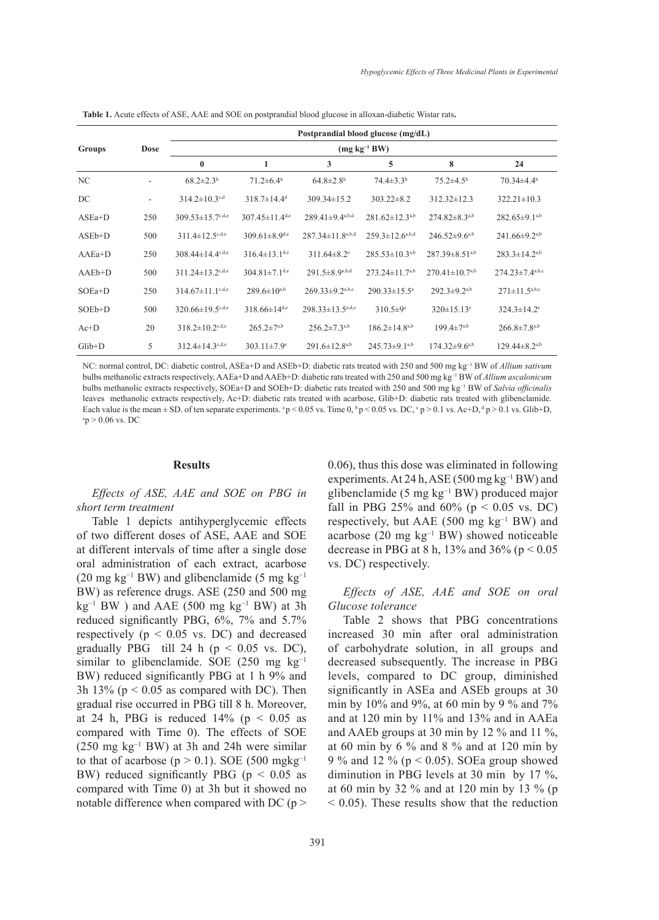**Table 1.** Acute effects of ASE, AAE and SOE on postprandial blood glucose in alloxan-diabetic Wistar rats**.**

| Groups | Dose | Postprandial blood glucose (mg/dL) | | | | | |
|---|---|---|---|---|---|---|---|
| | (mg kg$^{-1}$ BW) | 0 | 1 | 3 | 5 | 8 | 24 |
| NC | - | 68.2±2.3$^{b}$ | 71.2±6.4$^{b}$ | 64.8±2.8$^{b}$ | 74.4±3.3$^{b}$ | 75.2±4.5$^{b}$ | 70.34±4.4$^{b}$ |
| DC | - | 314.2±10.3$^{c,d}$ | 318.7±14.4$^{d}$ | 309.34±15.2 | 303.22±8.2 | 312.32±12.3 | 322.21±10.3 |
| ASEa+D | 250 | 309.53±15.7$^{c,d,e}$ | 307.45±11.4$^{d,e}$ | 289.41±9.4$^{a,b,d}$ | 281.62±12.3$^{a,b}$ | 274.82±8.3$^{a,b}$ | 282.65±9.1$^{a,b}$ |
| ASEb+D | 500 | 311.4±12.5$^{c,d,e}$ | 309.61±8.9$^{d,e}$ | 287.34±11.8$^{a,b,d}$ | 259.3±12.6$^{a,b,d}$ | 246.52±9.6$^{a,b}$ | 241.66±9.2$^{a,b}$ |
| AAEa+D | 250 | 308.44±14.4$^{c,d,e}$ | 316.4±13.1$^{d,e}$ | 311.64±8.2$^{e}$ | 285.53±10.3$^{a,b}$ | 287.39±8.51$^{a,b}$ | 283.3±14.2$^{a,b}$ |
| AAEb+D | 500 | 311.24±13.2$^{c,d,e}$ | 304.81±7.1$^{d,e}$ | 291.5±8.9$^{a,b,d}$ | 273.24±11.7$^{a,b}$ | 270.41±10.7$^{a,b}$ | 274.23±7.4$^{a,b,c}$ |
| SOEa+D | 250 | 314.67±11.1$^{c,d,e}$ | 289.6±10$^{a,b}$ | 269.33±9.2$^{a,b,c}$ | 290.33±15.5$^{a}$ | 292.3±9.2$^{a,b}$ | 271±11.5$^{a,b,c}$ |
| SOEb+D | 500 | 320.66±19.5$^{c,d,e}$ | 318.66±14$^{d,e}$ | 298.33±13.5$^{a,d,e}$ | 310.5±9$^{e}$ | 320±15.13$^{e}$ | 324.3±14.2$^{e}$ |
| Ac+D | 20 | 318.2±10.2$^{c,d,e}$ | 265.2±7$^{a,b}$ | 256.2±7.3$^{a,b}$ | 186.2±14.8$^{a,b}$ | 199.4±7$^{a,b}$ | 266.8±7.8$^{a,b}$ |
| Glib+D | 5 | 312.4±14.3$^{c,d,e}$ | 303.11±7.9$^{e}$ | 291.6±12.8$^{a,b}$ | 245.73±9.1$^{a,b}$ | 174.32±9.6$^{a,b}$ | 129.44±8.2$^{a,b}$ |

NC: normal control, DC: diabetic control, ASEa+D and ASEb+D: diabetic rats treated with 250 and 500 mg kg$^{-1}$ BW of *Allium sativum* bulbs methanolic extracts respectively, AAEa+D and AAEb+D: diabetic rats treated with 250 and 500 mg kg$^{-1}$ BW of *Allium ascalonicum* bulbs methanolic extracts respectively, SOEa+D and SOEb+D: diabetic rats treated with 250 and 500 mg kg$^{-1}$ BW of *Salvia officinalis* leaves methanolic extracts respectively, Ac+D: diabetic rats treated with acarbose, Glib+D: diabetic rats treated with glibenclamide. Each value is the mean ± SD. of ten separate experiments. $^{a}$p < 0.05 vs. Time 0, $^{b}$p < 0.05 vs. DC, $^{c}$p > 0.1 vs. Ac+D, $^{d}$p > 0.1 vs. Glib+D, $^{e}$p > 0.06 vs. DC

## Results

### *Effects of ASE, AAE and SOE on PBG in short term treatment*

Table 1 depicts antihyperglycemic effects of two different doses of ASE, AAE and SOE at different intervals of time after a single dose oral administration of each extract, acarbose (20 mg kg$^{-1}$ BW) and glibenclamide (5 mg kg$^{-1}$ BW) as reference drugs. ASE (250 and 500 mg kg$^{-1}$ BW ) and AAE (500 mg kg$^{-1}$ BW) at 3h reduced significantly PBG, 6%, 7% and 5.7% respectively ($p < 0.05$ vs. DC) and decreased gradually PBG till 24 h ($p < 0.05$ vs. DC), similar to glibenclamide. SOE (250 mg kg$^{-1}$ BW) reduced significantly PBG at 1 h 9% and 3h 13% ($p < 0.05$ as compared with DC). Then gradual rise occurred in PBG till 8 h. Moreover, at 24 h, PBG is reduced 14% ($p < 0.05$ as compared with Time 0). The effects of SOE (250 mg kg$^{-1}$ BW) at 3h and 24h were similar to that of acarbose ($p > 0.1$). SOE (500 mgkg$^{-1}$ BW) reduced significantly PBG ($p < 0.05$ as compared with Time 0) at 3h but it showed no notable difference when compared with DC ($p > 0.06$), thus this dose was eliminated in following experiments. At 24 h, ASE (500 mg kg$^{-1}$ BW) and glibenclamide (5 mg kg$^{-1}$ BW) produced major fall in PBG 25% and 60% ($p < 0.05$ vs. DC) respectively, but AAE (500 mg kg$^{-1}$ BW) and acarbose (20 mg kg$^{-1}$ BW) showed noticeable decrease in PBG at 8 h, 13% and 36% ($p < 0.05$ vs. DC) respectively.

### *Effects of ASE, AAE and SOE on oral Glucose tolerance*

Table 2 shows that PBG concentrations increased 30 min after oral administration of carbohydrate solution, in all groups and decreased subsequently. The increase in PBG levels, compared to DC group, diminished significantly in ASEa and ASEb groups at 30 min by 10% and 9%, at 60 min by 9 % and 7% and at 120 min by 11% and 13% and in AAEa and AAEb groups at 30 min by 12 % and 11 %, at 60 min by 6 % and 8 % and at 120 min by 9 % and 12 % ($p < 0.05$). SOEa group showed diminution in PBG levels at 30 min by 17 %, at 60 min by 32 % and at 120 min by 13 % ($p < 0.05$). These results show that the reduction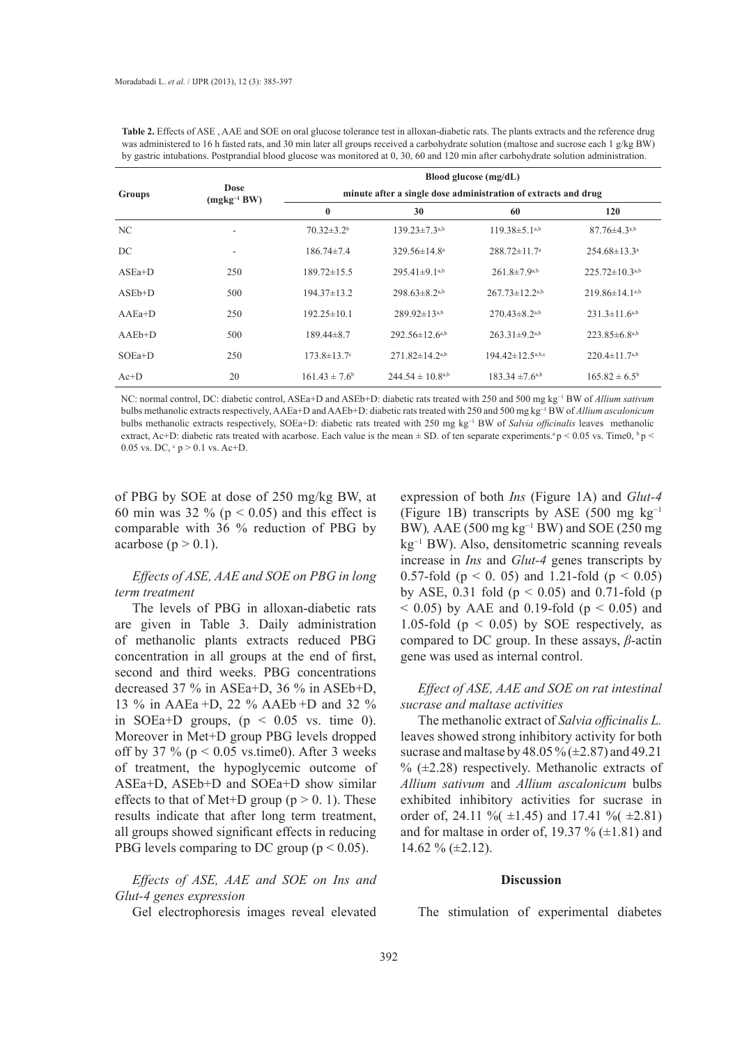**Table 2.** Effects of ASE , AAE and SOE on oral glucose tolerance test in alloxan-diabetic rats. The plants extracts and the reference drug was administered to 16 h fasted rats, and 30 min later all groups received a carbohydrate solution (maltose and sucrose each 1 g/kg BW) by gastric intubations. Postprandial blood glucose was monitored at 0, 30, 60 and 120 min after carbohydrate solution administration.

| Groups | Dose ($mgkg^{-1}$ BW) | Blood glucose (mg/dL) minute after a single dose administration of extracts and drug | | | |
|---|---|---|---|---|---|
| | | 0 | 30 | 60 | 120 |
| NC | - | 70.32±3.2[b] | 139.23±7.3[a,b] | 119.38±5.1[a,b] | 87.76±4.3[a,b] |
| DC | - | 186.74±7.4 | 329.56±14.8[a] | 288.72±11.7[a] | 254.68±13.3[a] |
| ASEa+D | 250 | 189.72±15.5 | 295.41±9.1[a,b] | 261.8±7.9[a,b] | 225.72±10.3[a,b] |
| ASEb+D | 500 | 194.37±13.2 | 298.63±8.2[a,b] | 267.73±12.2[a,b] | 219.86±14.1[a,b] |
| AAEa+D | 250 | 192.25±10.1 | 289.92±13[a,b] | 270.43±8.2[a,b] | 231.3±11.6[a,b] |
| AAEb+D | 500 | 189.44±8.7 | 292.56±12.6[a,b] | 263.31±9.2[a,b] | 223.85±6.8[a,b] |
| SOEa+D | 250 | 173.8±13.7[c] | 271.82±14.2[a,b] | 194.42±12.5[a,b,c] | 220.4±11.7[a,b] |
| Ac+D | 20 | 161.43 ± 7.6[b] | 244.54 ± 10.8[a,b] | 183.34 ±7.6[a,b] | 165.82 ± 6.5[b] |

NC: normal control, DC: diabetic control, ASEa+D and ASEb+D: diabetic rats treated with 250 and 500 mg $kg^{-1}$ BW of *Allium sativum* bulbs methanolic extracts respectively, AAEa+D and AAEb+D: diabetic rats treated with 250 and 500 mg $kg^{-1}$ BW of *Allium ascalonicum* bulbs methanolic extracts respectively, SOEa+D: diabetic rats treated with 250 mg $kg^{-1}$ BW of *Salvia officinalis* leaves methanolic extract, Ac+D: diabetic rats treated with acarbose. Each value is the mean ± SD. of ten separate experiments.[a] $p < 0.05$ vs. Time0, [b] $p < 0.05$ vs. DC, [c] $p > 0.1$ vs. Ac+D.

of PBG by SOE at dose of 250 mg/kg BW, at 60 min was 32 % ($p < 0.05$) and this effect is comparable with 36 % reduction of PBG by acarbose ($p > 0.1$).

*Effects of ASE, AAE and SOE on PBG in long term treatment*

The levels of PBG in alloxan-diabetic rats are given in Table 3. Daily administration of methanolic plants extracts reduced PBG concentration in all groups at the end of first, second and third weeks. PBG concentrations decreased 37 % in ASEa+D, 36 % in ASEb+D, 13 % in AAEa +D, 22 % AAEb +D and 32 % in SOEa+D groups, ($p < 0.05$ vs. time 0). Moreover in Met+D group PBG levels dropped off by 37 % ($p < 0.05$ vs.time0). After 3 weeks of treatment, the hypoglycemic outcome of ASEa+D, ASEb+D and SOEa+D show similar effects to that of Met+D group ($p > 0.1$). These results indicate that after long term treatment, all groups showed significant effects in reducing PBG levels comparing to DC group ($p < 0.05$).

*Effects of ASE, AAE and SOE on Ins and Glut-4 genes expression*

Gel electrophoresis images reveal elevated expression of both *Ins* (Figure 1A) and *Glut-4* (Figure 1B) transcripts by ASE (500 mg $kg^{-1}$ BW), AAE (500 mg $kg^{-1}$ BW) and SOE (250 mg $kg^{-1}$ BW). Also, densitometric scanning reveals increase in *Ins* and *Glut-4* genes transcripts by 0.57-fold ($p < 0.05$) and 1.21-fold ($p < 0.05$) by ASE, 0.31 fold ($p < 0.05$) and 0.71-fold ($p < 0.05$) by AAE and 0.19-fold ($p < 0.05$) and 1.05-fold ($p < 0.05$) by SOE respectively, as compared to DC group. In these assays, *β*-actin gene was used as internal control.

*Effect of ASE, AAE and SOE on rat intestinal sucrase and maltase activities*

The methanolic extract of *Salvia officinalis L.* leaves showed strong inhibitory activity for both sucrase and maltase by 48.05 % (±2.87) and 49.21 % (±2.28) respectively. Methanolic extracts of *Allium sativum* and *Allium ascalonicum* bulbs exhibited inhibitory activities for sucrase in order of, 24.11 %( ±1.45) and 17.41 %( ±2.81) and for maltase in order of, 19.37 % (±1.81) and 14.62 % (±2.12).

## Discussion

The stimulation of experimental diabetes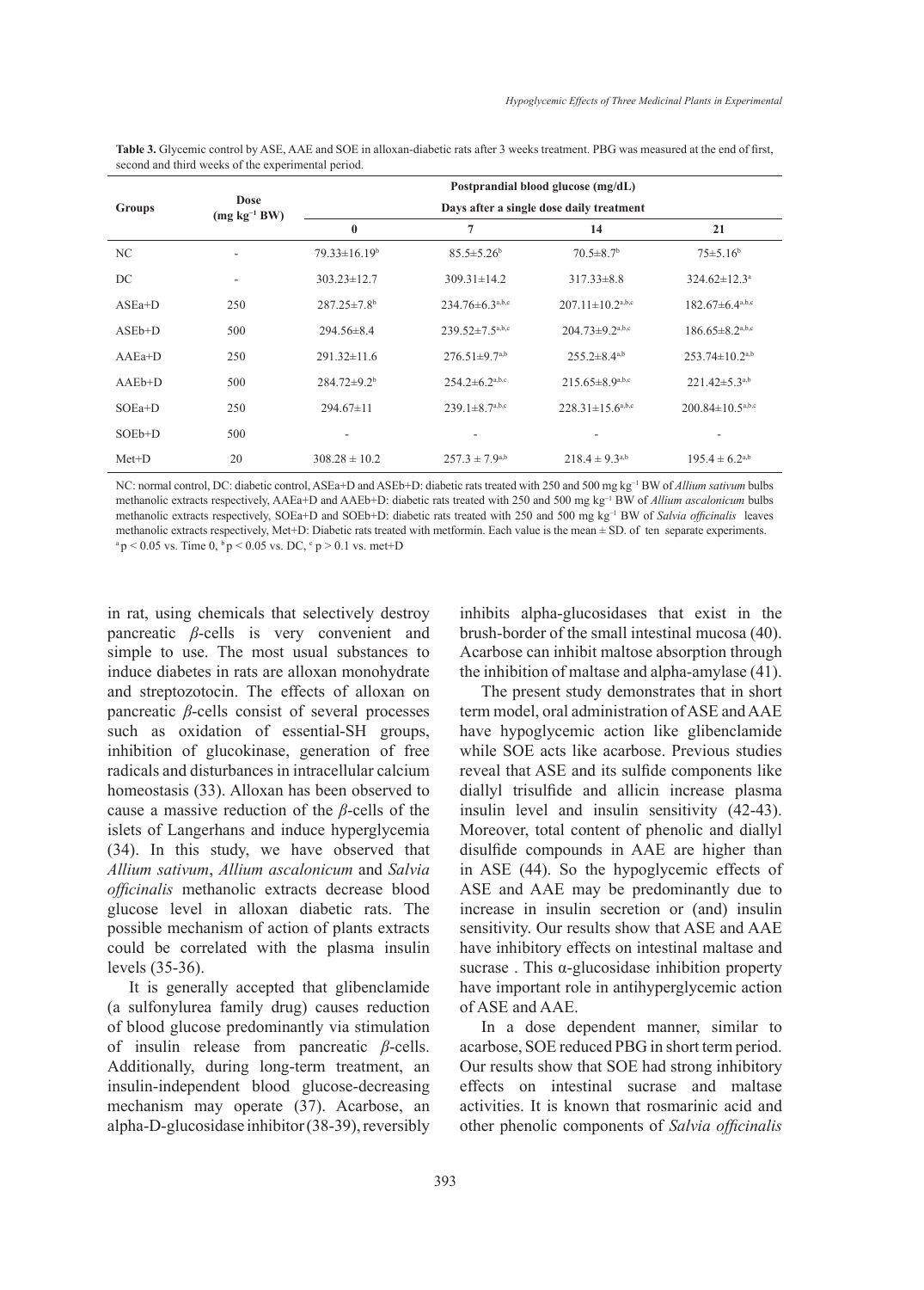**Table 3.** Glycemic control by ASE, AAE and SOE in alloxan-diabetic rats after 3 weeks treatment. PBG was measured at the end of first, second and third weeks of the experimental period.

| Groups | Dose ($mg\ kg^{-1}$ BW) | Postprandial blood glucose (mg/dL) | | | |
|---|---|---|---|---|---|
| | | Days after a single dose daily treatment | | | |
| | | 0 | 7 | 14 | 21 |
| NC | - | 79.33±16.19[b] | 85.5±5.26[b] | 70.5±8.7[b] | 75±5.16[b] |
| DC | - | 303.23±12.7 | 309.31±14.2 | 317.33±8.8 | 324.62±12.3[a] |
| ASEa+D | 250 | 287.25±7.8[b] | 234.76±6.3[a,b,c] | 207.11±10.2[a,b,c] | 182.67±6.4[a,b,c] |
| ASEb+D | 500 | 294.56±8.4 | 239.52±7.5[a,b,c] | 204.73±9.2[a,b,c] | 186.65±8.2[a,b,c] |
| AAEa+D | 250 | 291.32±11.6 | 276.51±9.7[a,b] | 255.2±8.4[a,b] | 253.74±10.2[a,b] |
| AAEb+D | 500 | 284.72±9.2[b] | 254.2±6.2[a,b,c] | 215.65±8.9[a,b,c] | 221.42±5.3[a,b] |
| SOEa+D | 250 | 294.67±11 | 239.1±8.7[a,b,c] | 228.31±15.6[a,b,c] | 200.84±10.5[a,b,c] |
| SOEb+D | 500 | - | - | - | - |
| Met+D | 20 | 308.28 ± 10.2 | 257.3 ± 7.9[a,b] | 218.4 ± 9.3[a,b] | 195.4 ± 6.2[a,b] |

NC: normal control, DC: diabetic control, ASEa+D and ASEb+D: diabetic rats treated with 250 and 500 mg $kg^{-1}$ BW of *Allium sativum* bulbs methanolic extracts respectively, AAEa+D and AAEb+D: diabetic rats treated with 250 and 500 mg $kg^{-1}$ BW of *Allium ascalonicum* bulbs methanolic extracts respectively, SOEa+D and SOEb+D: diabetic rats treated with 250 and 500 mg $kg^{-1}$ BW of *Salvia officinalis* leaves methanolic extracts respectively, Met+D: Diabetic rats treated with metformin. Each value is the mean ± SD. of ten separate experiments.
[a] $p < 0.05$ vs. Time 0, [b] $p < 0.05$ vs. DC, [c] $p > 0.1$ vs. met+D

in rat, using chemicals that selectively destroy pancreatic *β*-cells is very convenient and simple to use. The most usual substances to induce diabetes in rats are alloxan monohydrate and streptozotocin. The effects of alloxan on pancreatic *β*-cells consist of several processes such as oxidation of essential-SH groups, inhibition of glucokinase, generation of free radicals and disturbances in intracellular calcium homeostasis (33). Alloxan has been observed to cause a massive reduction of the *β*-cells of the islets of Langerhans and induce hyperglycemia (34). In this study, we have observed that *Allium sativum*, *Allium ascalonicum* and *Salvia officinalis* methanolic extracts decrease blood glucose level in alloxan diabetic rats. The possible mechanism of action of plants extracts could be correlated with the plasma insulin levels (35-36).

It is generally accepted that glibenclamide (a sulfonylurea family drug) causes reduction of blood glucose predominantly via stimulation of insulin release from pancreatic *β*-cells. Additionally, during long-term treatment, an insulin-independent blood glucose-decreasing mechanism may operate (37). Acarbose, an alpha-D-glucosidase inhibitor (38-39), reversibly inhibits alpha-glucosidases that exist in the brush-border of the small intestinal mucosa (40). Acarbose can inhibit maltose absorption through the inhibition of maltase and alpha-amylase (41).

The present study demonstrates that in short term model, oral administration of ASE and AAE have hypoglycemic action like glibenclamide while SOE acts like acarbose. Previous studies reveal that ASE and its sulfide components like diallyl trisulfide and allicin increase plasma insulin level and insulin sensitivity (42-43). Moreover, total content of phenolic and diallyl disulfide compounds in AAE are higher than in ASE (44). So the hypoglycemic effects of ASE and AAE may be predominantly due to increase in insulin secretion or (and) insulin sensitivity. Our results show that ASE and AAE have inhibitory effects on intestinal maltase and sucrase . This α-glucosidase inhibition property have important role in antihyperglycemic action of ASE and AAE.

In a dose dependent manner, similar to acarbose, SOE reduced PBG in short term period. Our results show that SOE had strong inhibitory effects on intestinal sucrase and maltase activities. It is known that rosmarinic acid and other phenolic components of *Salvia officinalis*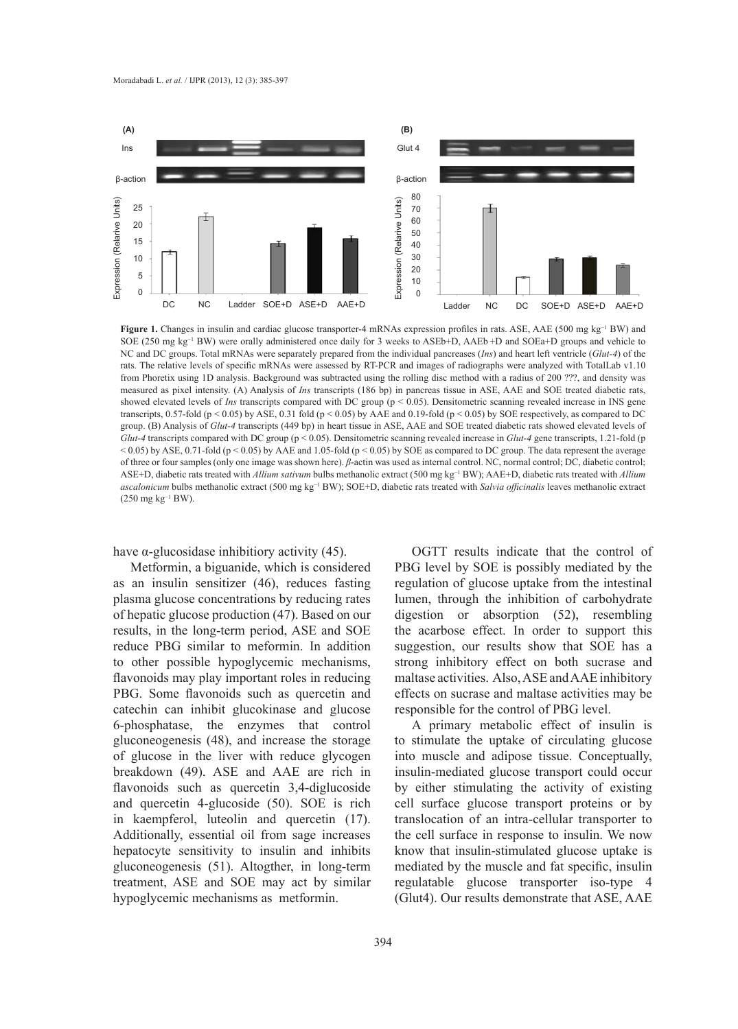**Figure 1.** Changes in insulin and cardiac glucose transporter-4 mRNAs expression profiles in rats. ASE, AAE (500 mg kg$^{-1}$ BW) and SOE (250 mg kg$^{-1}$ BW) were orally administered once daily for 3 weeks to ASEb+D, AAEb+D and SOEa+D groups and vehicle to NC and DC groups. Total mRNAs were separately prepared from the individual pancreases (*Ins*) and heart left ventricle (*Glut-4*) of the rats. The relative levels of specific mRNAs were assessed by RT-PCR and images of radiographs were analyzed with TotalLab v1.10 from Phoretix using 1D analysis. Background was subtracted using the rolling disc method with a radius of 200 ???, and density was measured as pixel intensity. (A) Analysis of *Ins* transcripts (186 bp) in pancreas tissue in ASE, AAE and SOE treated diabetic rats, showed elevated levels of *Ins* transcripts compared with DC group ($p < 0.05$). Densitometric scanning revealed increase in INS gene transcripts, 0.57-fold ($p < 0.05$) by ASE, 0.31 fold ($p < 0.05$) by AAE and 0.19-fold ($p < 0.05$) by SOE respectively, as compared to DC group. (B) Analysis of *Glut-4* transcripts (449 bp) in heart tissue in ASE, AAE and SOE treated diabetic rats showed elevated levels of *Glut-4* transcripts compared with DC group ($p < 0.05$). Densitometric scanning revealed increase in *Glut-4* gene transcripts, 1.21-fold ($p < 0.05$) by ASE, 0.71-fold ($p < 0.05$) by AAE and 1.05-fold ($p < 0.05$) by SOE as compared to DC group. The data represent the average of three or four samples (only one image was shown here). *β*-actin was used as internal control. NC, normal control; DC, diabetic control; ASE+D, diabetic rats treated with *Allium sativum* bulbs methanolic extract (500 mg kg$^{-1}$ BW); AAE+D, diabetic rats treated with *Allium ascalonicum* bulbs methanolic extract (500 mg kg$^{-1}$ BW); SOE+D, diabetic rats treated with *Salvia officinalis* leaves methanolic extract (250 mg kg$^{-1}$ BW).

have α-glucosidase inhibitiory activity (45).

Metformin, a biguanide, which is considered as an insulin sensitizer (46), reduces fasting plasma glucose concentrations by reducing rates of hepatic glucose production (47). Based on our results, in the long-term period, ASE and SOE reduce PBG similar to meformin. In addition to other possible hypoglycemic mechanisms, flavonoids may play important roles in reducing PBG. Some flavonoids such as quercetin and catechin can inhibit glucokinase and glucose 6-phosphatase, the enzymes that control gluconeogenesis (48), and increase the storage of glucose in the liver with reduce glycogen breakdown (49). ASE and AAE are rich in flavonoids such as quercetin 3,4-diglucoside and quercetin 4-glucoside (50). SOE is rich in kaempferol, luteolin and quercetin (17). Additionally, essential oil from sage increases hepatocyte sensitivity to insulin and inhibits gluconeogenesis (51). Altogther, in long-term treatment, ASE and SOE may act by similar hypoglycemic mechanisms as metformin.

OGTT results indicate that the control of PBG level by SOE is possibly mediated by the regulation of glucose uptake from the intestinal lumen, through the inhibition of carbohydrate digestion or absorption (52), resembling the acarbose effect. In order to support this suggestion, our results show that SOE has a strong inhibitory effect on both sucrase and maltase activities. Also, ASE and AAE inhibitory effects on sucrase and maltase activities may be responsible for the control of PBG level.

A primary metabolic effect of insulin is to stimulate the uptake of circulating glucose into muscle and adipose tissue. Conceptually, insulin-mediated glucose transport could occur by either stimulating the activity of existing cell surface glucose transport proteins or by translocation of an intra-cellular transporter to the cell surface in response to insulin. We now know that insulin-stimulated glucose uptake is mediated by the muscle and fat specific, insulin regulatable glucose transporter iso-type 4 (Glut4). Our results demonstrate that ASE, AAE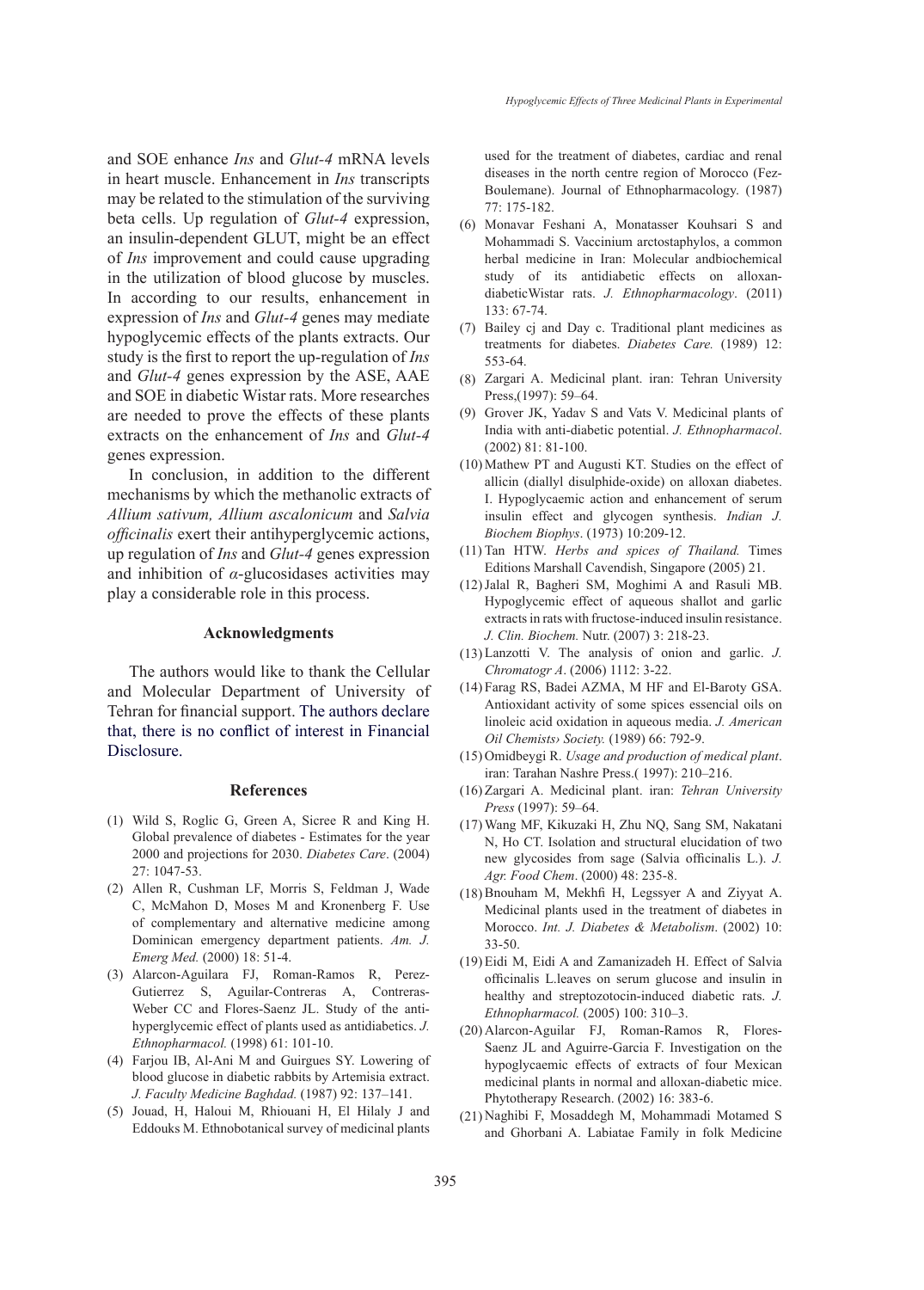and SOE enhance *Ins* and *Glut-4* mRNA levels in heart muscle. Enhancement in *Ins* transcripts may be related to the stimulation of the surviving beta cells. Up regulation of *Glut-4* expression, an insulin-dependent GLUT, might be an effect of *Ins* improvement and could cause upgrading in the utilization of blood glucose by muscles. In according to our results, enhancement in expression of *Ins* and *Glut-4* genes may mediate hypoglycemic effects of the plants extracts. Our study is the first to report the up-regulation of *Ins* and *Glut-4* genes expression by the ASE, AAE and SOE in diabetic Wistar rats. More researches are needed to prove the effects of these plants extracts on the enhancement of *Ins* and *Glut-4* genes expression.

In conclusion, in addition to the different mechanisms by which the methanolic extracts of *Allium sativum, Allium ascalonicum* and *Salvia officinalis* exert their antihyperglycemic actions, up regulation of *Ins* and *Glut-4* genes expression and inhibition of $\alpha$-glucosidases activities may play a considerable role in this process.

## Acknowledgments

The authors would like to thank the Cellular and Molecular Department of University of Tehran for financial support. The authors declare that, there is no conflict of interest in Financial Disclosure.

## References

(1) Wild S, Roglic G, Green A, Sicree R and King H. Global prevalence of diabetes - Estimates for the year 2000 and projections for 2030. *Diabetes Care*. (2004) 27: 1047-53.

(2) Allen R, Cushman LF, Morris S, Feldman J, Wade C, McMahon D, Moses M and Kronenberg F. Use of complementary and alternative medicine among Dominican emergency department patients. *Am. J. Emerg Med.* (2000) 18: 51-4.

(3) Alarcon-Aguilara FJ, Roman-Ramos R, Perez-Gutierrez S, Aguilar-Contreras A, Contreras-Weber CC and Flores-Saenz JL. Study of the anti-hyperglycemic effect of plants used as antidiabetics. *J. Ethnopharmacol.* (1998) 61: 101-10.

(4) Farjou IB, Al-Ani M and Guirgues SY. Lowering of blood glucose in diabetic rabbits by Artemisia extract. *J. Faculty Medicine Baghdad.* (1987) 92: 137–141.

(5) Jouad, H, Haloui M, Rhiouani H, El Hilaly J and Eddouks M. Ethnobotanical survey of medicinal plants used for the treatment of diabetes, cardiac and renal diseases in the north centre region of Morocco (Fez-Boulemane). Journal of Ethnopharmacology. (1987) 77: 175-182.

(6) Monavar Feshani A, Monatasser Kouhsari S and Mohammadi S. Vaccinium arctostaphylos, a common herbal medicine in Iran: Molecular andbiochemical study of its antidiabetic effects on alloxan-diabeticWistar rats. *J. Ethnopharmacology*. (2011) 133: 67-74.

(7) Bailey cj and Day c. Traditional plant medicines as treatments for diabetes. *Diabetes Care.* (1989) 12: 553-64.

(8) Zargari A. Medicinal plant. iran: Tehran University Press,(1997): 59–64.

(9) Grover JK, Yadav S and Vats V. Medicinal plants of India with anti-diabetic potential. *J. Ethnopharmacol*. (2002) 81: 81-100.

(10) Mathew PT and Augusti KT. Studies on the effect of allicin (diallyl disulphide-oxide) on alloxan diabetes. I. Hypoglycaemic action and enhancement of serum insulin effect and glycogen synthesis. *Indian J. Biochem Biophys*. (1973) 10:209-12.

(11) Tan HTW. *Herbs and spices of Thailand.* Times Editions Marshall Cavendish, Singapore (2005) 21.

(12) Jalal R, Bagheri SM, Moghimi A and Rasuli MB. Hypoglycemic effect of aqueous shallot and garlic extracts in rats with fructose-induced insulin resistance. *J. Clin. Biochem.* Nutr. (2007) 3: 218-23.

(13) Lanzotti V. The analysis of onion and garlic. *J. Chromatogr A*. (2006) 1112: 3-22.

(14) Farag RS, Badei AZMA, M HF and El-Baroty GSA. Antioxidant activity of some spices essencial oils on linoleic acid oxidation in aqueous media. *J. American Oil Chemists› Society.* (1989) 66: 792-9.

(15) Omidbeygi R. *Usage and production of medical plant*. iran: Tarahan Nashre Press.( 1997): 210–216.

(16) Zargari A. Medicinal plant. iran: *Tehran University Press* (1997): 59–64.

(17) Wang MF, Kikuzaki H, Zhu NQ, Sang SM, Nakatani N, Ho CT. Isolation and structural elucidation of two new glycosides from sage (Salvia officinalis L.). *J. Agr. Food Chem*. (2000) 48: 235-8.

(18) Bnouham M, Mekhfi H, Legssyer A and Ziyyat A. Medicinal plants used in the treatment of diabetes in Morocco. *Int. J. Diabetes & Metabolism*. (2002) 10: 33-50.

(19) Eidi M, Eidi A and Zamanizadeh H. Effect of Salvia officinalis L.leaves on serum glucose and insulin in healthy and streptozotocin-induced diabetic rats. *J. Ethnopharmacol.* (2005) 100: 310–3.

(20) Alarcon-Aguilar FJ, Roman-Ramos R, Flores-Saenz JL and Aguirre-Garcia F. Investigation on the hypoglycaemic effects of extracts of four Mexican medicinal plants in normal and alloxan-diabetic mice. Phytotherapy Research. (2002) 16: 383-6.

(21) Naghibi F, Mosaddegh M, Mohammadi Motamed S and Ghorbani A. Labiatae Family in folk Medicine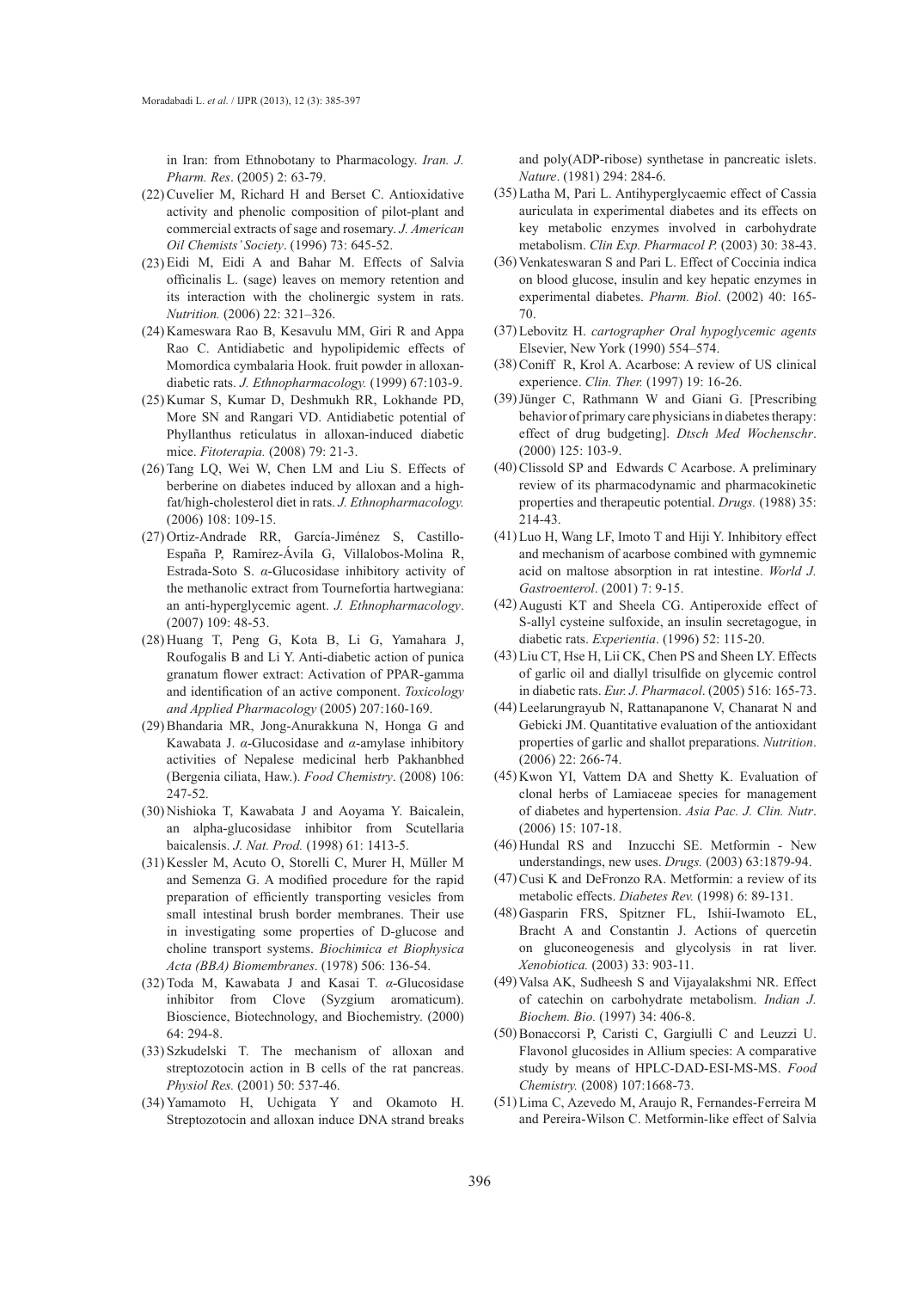in Iran: from Ethnobotany to Pharmacology. *Iran. J. Pharm. Res*. (2005) 2: 63-79.

(22) Cuvelier M, Richard H and Berset C. Antioxidative activity and phenolic composition of pilot-plant and commercial extracts of sage and rosemary. *J. American Oil Chemists' Society*. (1996) 73: 645-52.

(23) Eidi M, Eidi A and Bahar M. Effects of Salvia officinalis L. (sage) leaves on memory retention and its interaction with the cholinergic system in rats. *Nutrition.* (2006) 22: 321–326.

(24) Kameswara Rao B, Kesavulu MM, Giri R and Appa Rao C. Antidiabetic and hypolipidemic effects of Momordica cymbalaria Hook. fruit powder in alloxan-diabetic rats. *J. Ethnopharmacology.* (1999) 67:103-9.

(25) Kumar S, Kumar D, Deshmukh RR, Lokhande PD, More SN and Rangari VD. Antidiabetic potential of Phyllanthus reticulatus in alloxan-induced diabetic mice. *Fitoterapia.* (2008) 79: 21-3.

(26) Tang LQ, Wei W, Chen LM and Liu S. Effects of berberine on diabetes induced by alloxan and a high-fat/high-cholesterol diet in rats. *J. Ethnopharmacology.* (2006) 108: 109-15.

(27) Ortiz-Andrade RR, García-Jiménez S, Castillo-España P, Ramírez-Ávila G, Villalobos-Molina R, Estrada-Soto S. *α*-Glucosidase inhibitory activity of the methanolic extract from Tournefortia hartwegiana: an anti-hyperglycemic agent. *J. Ethnopharmacology*. (2007) 109: 48-53.

(28) Huang T, Peng G, Kota B, Li G, Yamahara J, Roufogalis B and Li Y. Anti-diabetic action of punica granatum flower extract: Activation of PPAR-gamma and identification of an active component. *Toxicology and Applied Pharmacology* (2005) 207:160-169.

(29) Bhandaria MR, Jong-Anurakkuna N, Honga G and Kawabata J. *α*-Glucosidase and *α*-amylase inhibitory activities of Nepalese medicinal herb Pakhanbhed (Bergenia ciliata, Haw.). *Food Chemistry*. (2008) 106: 247-52.

(30) Nishioka T, Kawabata J and Aoyama Y. Baicalein, an alpha-glucosidase inhibitor from Scutellaria baicalensis. *J. Nat. Prod.* (1998) 61: 1413-5.

(31) Kessler M, Acuto O, Storelli C, Murer H, Müller M and Semenza G. A modified procedure for the rapid preparation of efficiently transporting vesicles from small intestinal brush border membranes. Their use in investigating some properties of D-glucose and choline transport systems. *Biochimica et Biophysica Acta (BBA) Biomembranes*. (1978) 506: 136-54.

(32) Toda M, Kawabata J and Kasai T. *α*-Glucosidase inhibitor from Clove (Syzgium aromaticum). Bioscience, Biotechnology, and Biochemistry. (2000) 64: 294-8.

(33) Szkudelski T. The mechanism of alloxan and streptozotocin action in B cells of the rat pancreas. *Physiol Res.* (2001) 50: 537-46.

(34) Yamamoto H, Uchigata Y and Okamoto H. Streptozotocin and alloxan induce DNA strand breaks and poly(ADP-ribose) synthetase in pancreatic islets. *Nature*. (1981) 294: 284-6.

(35) Latha M, Pari L. Antihyperglycaemic effect of Cassia auriculata in experimental diabetes and its effects on key metabolic enzymes involved in carbohydrate metabolism. *Clin Exp. Pharmacol P.* (2003) 30: 38-43.

(36) Venkateswaran S and Pari L. Effect of Coccinia indica on blood glucose, insulin and key hepatic enzymes in experimental diabetes. *Pharm. Biol*. (2002) 40: 165-70.

(37) Lebovitz H. *cartographer Oral hypoglycemic agents* Elsevier, New York (1990) 554–574.

(38) Coniff R, Krol A. Acarbose: A review of US clinical experience. *Clin. Ther.* (1997) 19: 16-26.

(39) Jünger C, Rathmann W and Giani G. [Prescribing behavior of primary care physicians in diabetes therapy: effect of drug budgeting]. *Dtsch Med Wochenschr*. (2000) 125: 103-9.

(40) Clissold SP and Edwards C Acarbose. A preliminary review of its pharmacodynamic and pharmacokinetic properties and therapeutic potential. *Drugs.* (1988) 35: 214-43.

(41) Luo H, Wang LF, Imoto T and Hiji Y. Inhibitory effect and mechanism of acarbose combined with gymnemic acid on maltose absorption in rat intestine. *World J. Gastroenterol*. (2001) 7: 9-15.

(42) Augusti KT and Sheela CG. Antiperoxide effect of S-allyl cysteine sulfoxide, an insulin secretagogue, in diabetic rats. *Experientia*. (1996) 52: 115-20.

(43) Liu CT, Hse H, Lii CK, Chen PS and Sheen LY. Effects of garlic oil and diallyl trisulfide on glycemic control in diabetic rats. *Eur. J. Pharmacol*. (2005) 516: 165-73.

(44) Leelarungrayub N, Rattanapanone V, Chanarat N and Gebicki JM. Quantitative evaluation of the antioxidant properties of garlic and shallot preparations. *Nutrition*. (2006) 22: 266-74.

(45) Kwon YI, Vattem DA and Shetty K. Evaluation of clonal herbs of Lamiaceae species for management of diabetes and hypertension. *Asia Pac. J. Clin. Nutr*. (2006) 15: 107-18.

(46) Hundal RS and Inzucchi SE. Metformin - New understandings, new uses. *Drugs.* (2003) 63:1879-94.

(47) Cusi K and DeFronzo RA. Metformin: a review of its metabolic effects. *Diabetes Rev.* (1998) 6: 89-131.

(48) Gasparin FRS, Spitzner FL, Ishii-Iwamoto EL, Bracht A and Constantin J. Actions of quercetin on gluconeogenesis and glycolysis in rat liver. *Xenobiotica.* (2003) 33: 903-11.

(49) Valsa AK, Sudheesh S and Vijayalakshmi NR. Effect of catechin on carbohydrate metabolism. *Indian J. Biochem. Bio.* (1997) 34: 406-8.

(50) Bonaccorsi P, Caristi C, Gargiulli C and Leuzzi U. Flavonol glucosides in Allium species: A comparative study by means of HPLC-DAD-ESI-MS-MS. *Food Chemistry.* (2008) 107:1668-73.

(51) Lima C, Azevedo M, Araujo R, Fernandes-Ferreira M and Pereira-Wilson C. Metformin-like effect of Salvia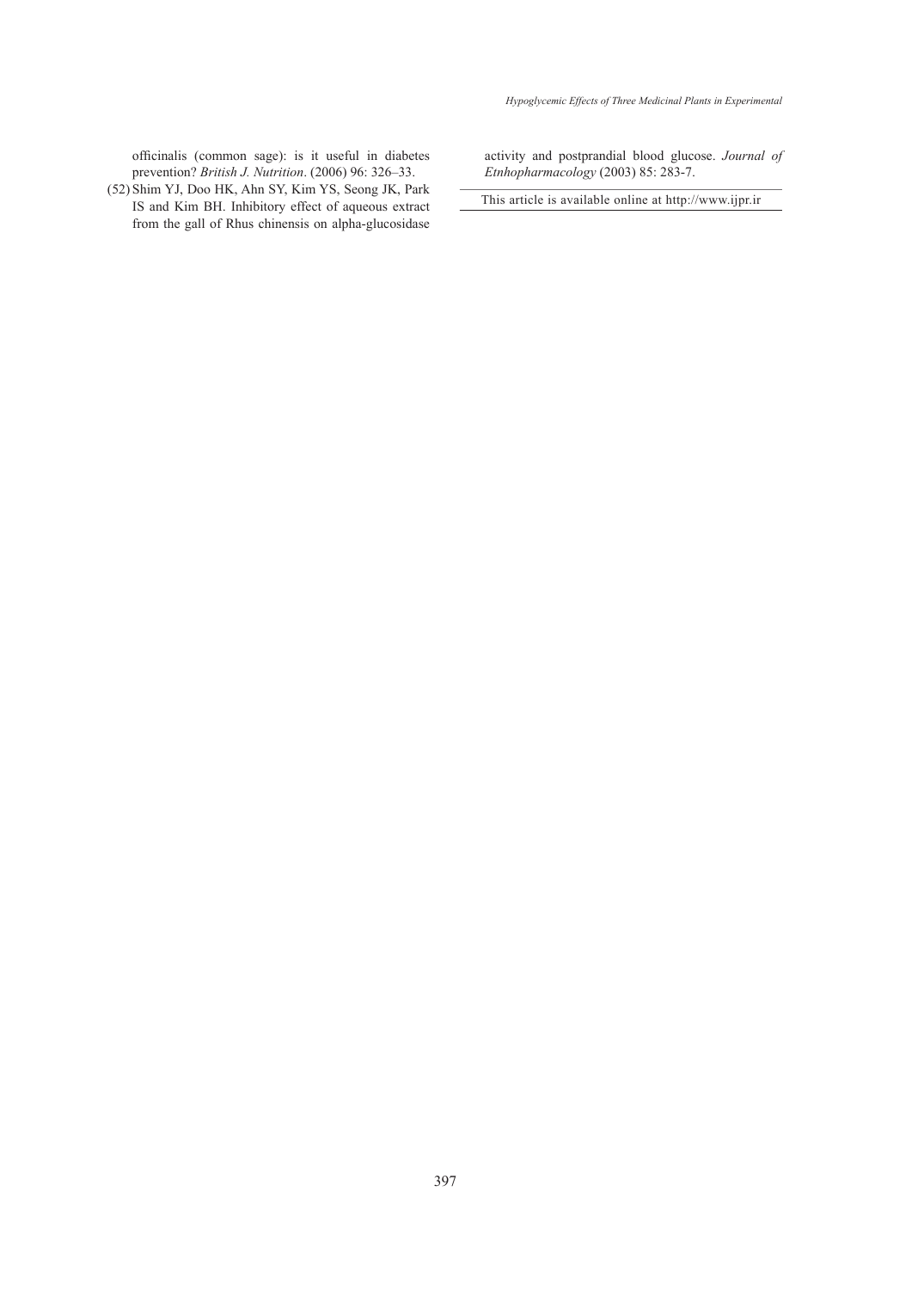officinalis (common sage): is it useful in diabetes prevention? *British J. Nutrition*. (2006) 96: 326–33.

(52) Shim YJ, Doo HK, Ahn SY, Kim YS, Seong JK, Park IS and Kim BH. Inhibitory effect of aqueous extract from the gall of Rhus chinensis on alpha-glucosidase activity and postprandial blood glucose. *Journal of Etnhopharmacology* (2003) 85: 283-7.

This article is available online at http://www.ijpr.ir